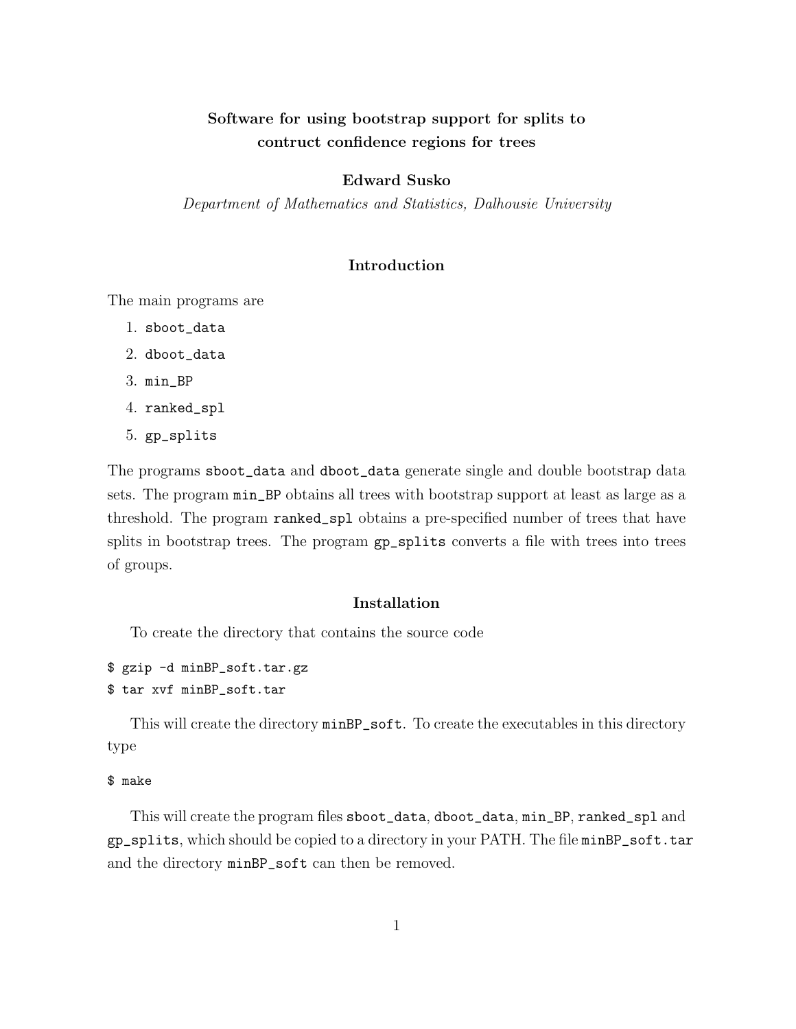# Software for using bootstrap support for splits to contruct confidence regions for trees

**Edward Susko**

*Department of Mathematics and Statistics, Dalhousie University*

## Introduction

The main programs are

1. `sboot_data`
2. `dboot_data`
3. `min_BP`
4. `ranked_spl`
5. `gp_splits`

The programs `sboot_data` and `dboot_data` generate single and double bootstrap data sets. The program `min_BP` obtains all trees with bootstrap support at least as large as a threshold. The program `ranked_spl` obtains a pre-specified number of trees that have splits in bootstrap trees. The program `gp_splits` converts a file with trees into trees of groups.

## Installation

To create the directory that contains the source code

```
$ gzip -d minBP_soft.tar.gz
$ tar xvf minBP_soft.tar
```

This will create the directory `minBP_soft`. To create the executables in this directory type

```
$ make
```

This will create the program files `sboot_data`, `dboot_data`, `min_BP`, `ranked_spl` and `gp_splits`, which should be copied to a directory in your PATH. The file `minBP_soft.tar` and the directory `minBP_soft` can then be removed.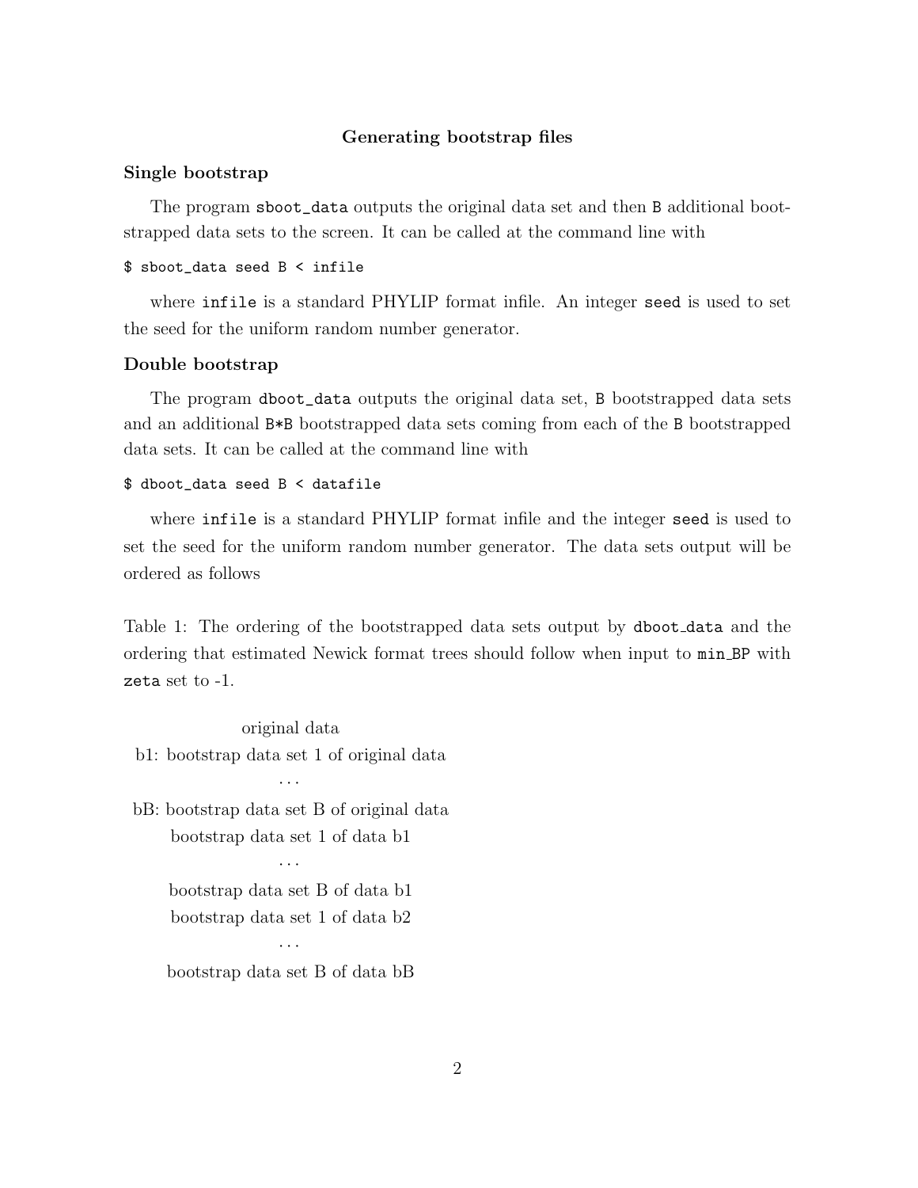## Generating bootstrap files

### Single bootstrap

The program `sboot_data` outputs the original data set and then `B` additional bootstrapped data sets to the screen. It can be called at the command line with

```
$ sboot_data seed B < infile
```

where `infile` is a standard PHYLIP format infile. An integer `seed` is used to set the seed for the uniform random number generator.

### Double bootstrap

The program `dboot_data` outputs the original data set, `B` bootstrapped data sets and an additional `B*B` bootstrapped data sets coming from each of the `B` bootstrapped data sets. It can be called at the command line with

```
$ dboot_data seed B < datafile
```

where `infile` is a standard PHYLIP format infile and the integer `seed` is used to set the seed for the uniform random number generator. The data sets output will be ordered as follows

Table 1: The ordering of the bootstrapped data sets output by `dboot_data` and the ordering that estimated Newick format trees should follow when input to `min_BP` with `zeta` set to -1.

| | |
|---|---|
| | original data |
| b1: | bootstrap data set 1 of original data |
| | . . . |
| bB: | bootstrap data set B of original data |
| | bootstrap data set 1 of data b1 |
| | . . . |
| | bootstrap data set B of data b1 |
| | bootstrap data set 1 of data b2 |
| | . . . |
| | bootstrap data set B of data bB |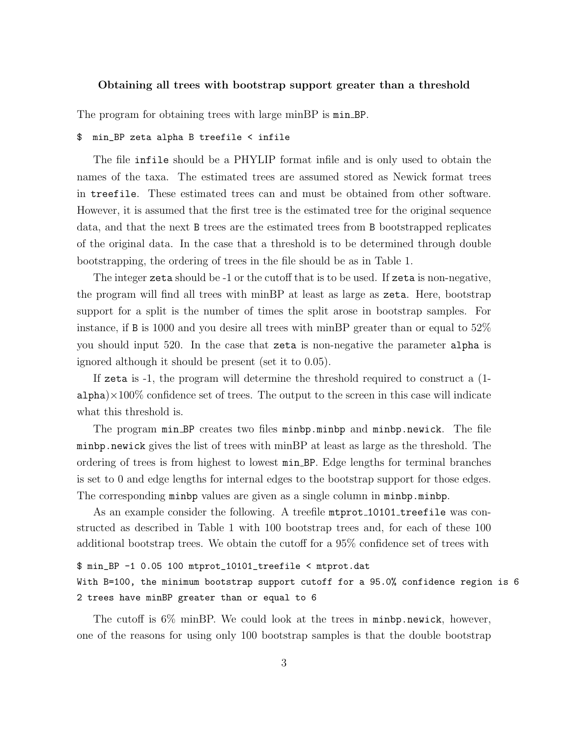### Obtaining all trees with bootstrap support greater than a threshold

The program for obtaining trees with large minBP is `min_BP`.

```
$  min_BP zeta alpha B treefile < infile
```

The file `infile` should be a PHYLIP format infile and is only used to obtain the names of the taxa. The estimated trees are assumed stored as Newick format trees in `treefile`. These estimated trees can and must be obtained from other software. However, it is assumed that the first tree is the estimated tree for the original sequence data, and that the next `B` trees are the estimated trees from `B` bootstrapped replicates of the original data. In the case that a threshold is to be determined through double bootstrapping, the ordering of trees in the file should be as in Table 1.

The integer `zeta` should be -1 or the cutoff that is to be used. If `zeta` is non-negative, the program will find all trees with minBP at least as large as `zeta`. Here, bootstrap support for a split is the number of times the split arose in bootstrap samples. For instance, if `B` is 1000 and you desire all trees with minBP greater than or equal to 52% you should input 520. In the case that `zeta` is non-negative the parameter `alpha` is ignored although it should be present (set it to 0.05).

If `zeta` is -1, the program will determine the threshold required to construct a (1-`alpha`)×100% confidence set of trees. The output to the screen in this case will indicate what this threshold is.

The program `min_BP` creates two files `minbp.minbp` and `minbp.newick`. The file `minbp.newick` gives the list of trees with minBP at least as large as the threshold. The ordering of trees is from highest to lowest `min_BP`. Edge lengths for terminal branches is set to 0 and edge lengths for internal edges to the bootstrap support for those edges. The corresponding `minbp` values are given as a single column in `minbp.minbp`.

As an example consider the following. A treefile `mtprot_10101_treefile` was constructed as described in Table 1 with 100 bootstrap trees and, for each of these 100 additional bootstrap trees. We obtain the cutoff for a 95% confidence set of trees with

```
$ min_BP -1 0.05 100 mtprot_10101_treefile < mtprot.dat
With B=100, the minimum bootstrap support cutoff for a 95.0% confidence region is 6
2 trees have minBP greater than or equal to 6
```

The cutoff is 6% minBP. We could look at the trees in `minbp.newick`, however, one of the reasons for using only 100 bootstrap samples is that the double bootstrap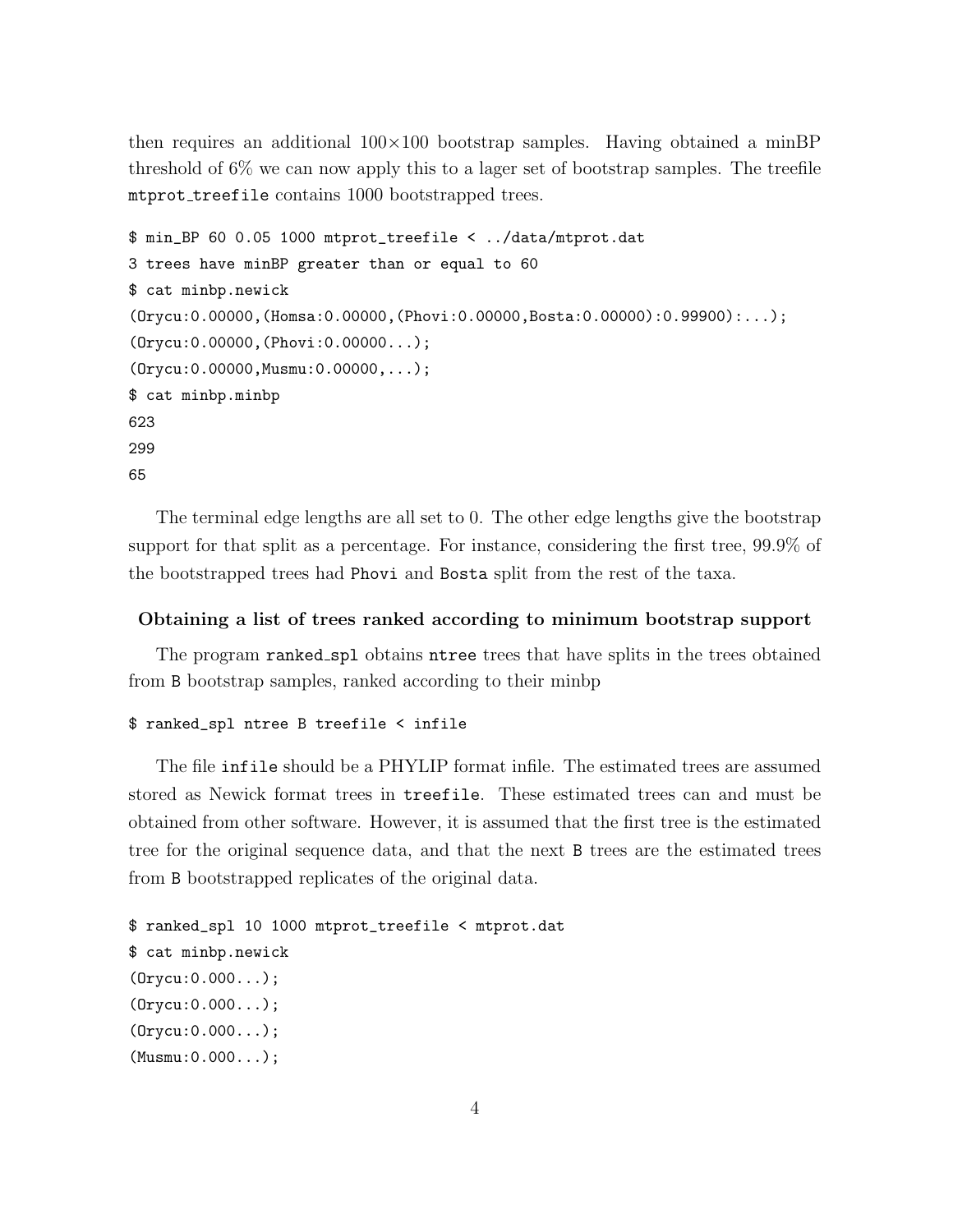then requires an additional $100 \times 100$ bootstrap samples. Having obtained a minBP threshold of 6% we can now apply this to a lager set of bootstrap samples. The treefile `mtprot_treefile` contains 1000 bootstrapped trees.

```
$ min_BP 60 0.05 1000 mtprot_treefile < ../data/mtprot.dat
3 trees have minBP greater than or equal to 60
$ cat minbp.newick
(Orycu:0.00000,(Homsa:0.00000,(Phovi:0.00000,Bosta:0.00000):0.99900):...);
(Orycu:0.00000,(Phovi:0.00000...);
(Orycu:0.00000,Musmu:0.00000,...);
$ cat minbp.minbp
623
299
65
```

The terminal edge lengths are all set to 0. The other edge lengths give the bootstrap support for that split as a percentage. For instance, considering the first tree, 99.9% of the bootstrapped trees had `Phovi` and `Bosta` split from the rest of the taxa.

### Obtaining a list of trees ranked according to minimum bootstrap support

The program `ranked_spl` obtains `ntree` trees that have splits in the trees obtained from `B` bootstrap samples, ranked according to their minbp

```
$ ranked_spl ntree B treefile < infile
```

The file `infile` should be a PHYLIP format infile. The estimated trees are assumed stored as Newick format trees in `treefile`. These estimated trees can and must be obtained from other software. However, it is assumed that the first tree is the estimated tree for the original sequence data, and that the next `B` trees are the estimated trees from `B` bootstrapped replicates of the original data.

```
$ ranked_spl 10 1000 mtprot_treefile < mtprot.dat
$ cat minbp.newick
(Orycu:0.000...);
(Orycu:0.000...);
(Orycu:0.000...);
(Musmu:0.000...);
```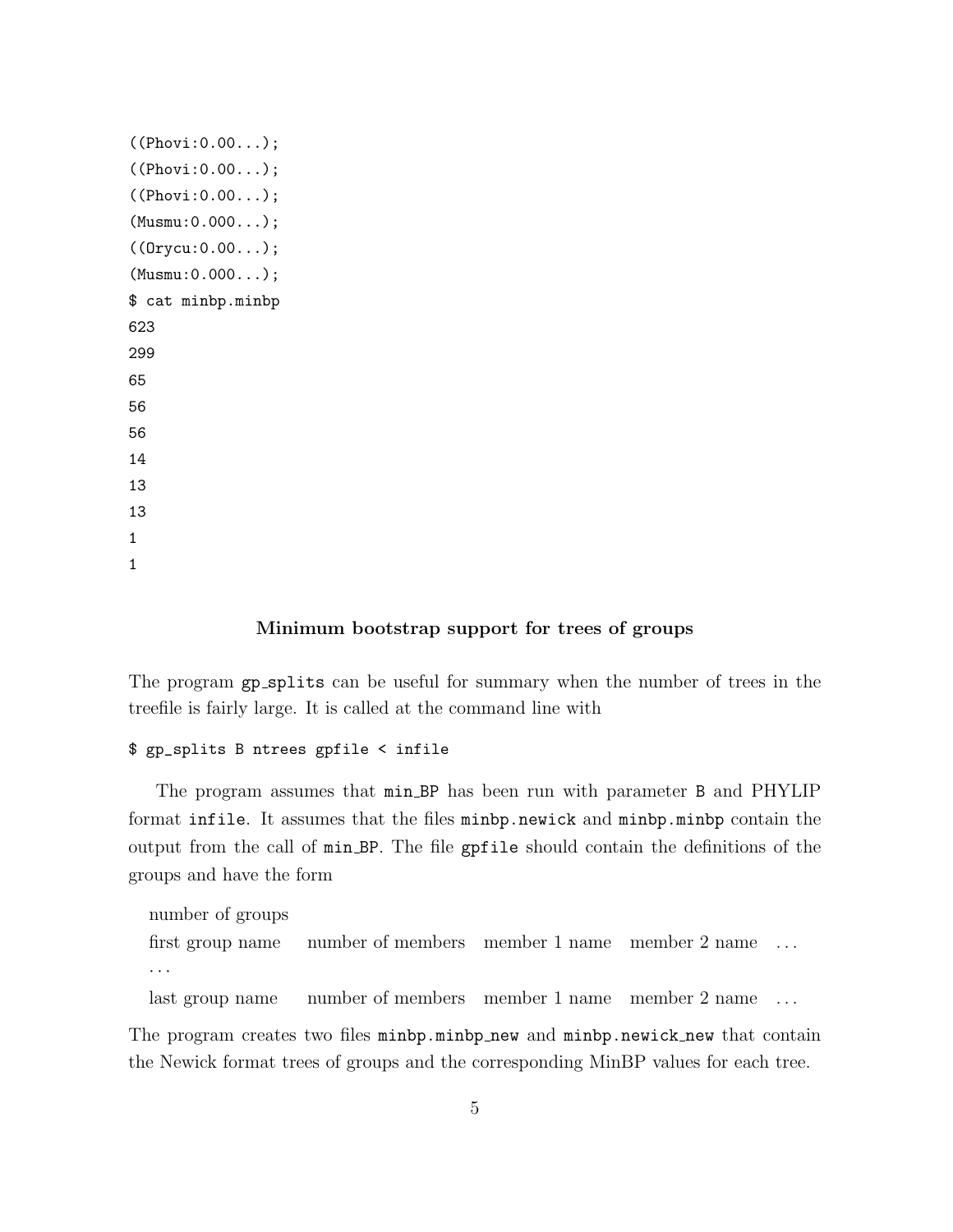```
((Phovi:0.00...);
((Phovi:0.00...);
((Phovi:0.00...);
(Musmu:0.000...);
((Orycu:0.00...);
(Musmu:0.000...);
$ cat minbp.minbp
623
299
65
56
56
14
13
13
1
1
```

### Minimum bootstrap support for trees of groups

The program `gp_splits` can be useful for summary when the number of trees in the treefile is fairly large. It is called at the command line with

```
$ gp_splits B ntrees gpfile < infile
```

The program assumes that `min_BP` has been run with parameter `B` and PHYLIP format `infile`. It assumes that the files `minbp.newick` and `minbp.minbp` contain the output from the call of `min_BP`. The file `gpfile` should contain the definitions of the groups and have the form

number of groups
first group name   number of members   member 1 name   member 2 name   ...
...
last group name   number of members   member 1 name   member 2 name   ...

The program creates two files `minbp.minbp_new` and `minbp.newick_new` that contain the Newick format trees of groups and the corresponding MinBP values for each tree.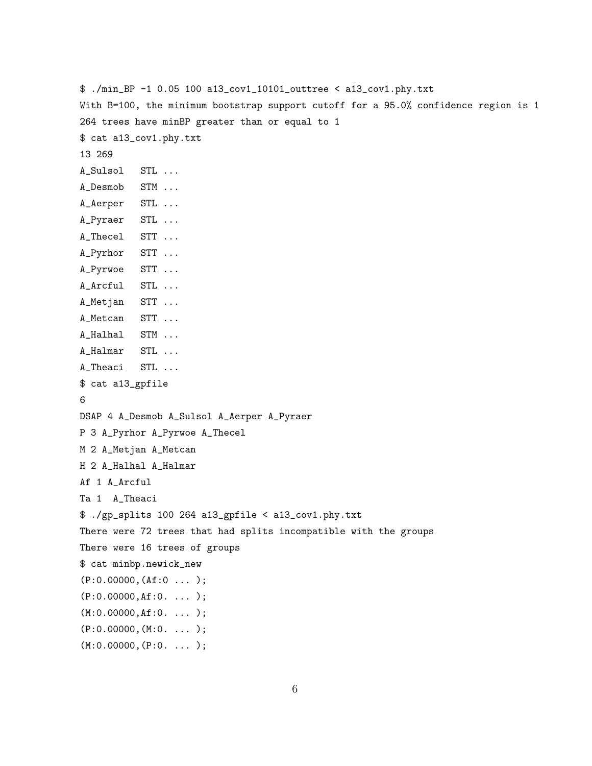```
$ ./min_BP -1 0.05 100 a13_cov1_10101_outtree < a13_cov1.phy.txt
With B=100, the minimum bootstrap support cutoff for a 95.0% confidence region is 1
264 trees have minBP greater than or equal to 1
$ cat a13_cov1.phy.txt
13 269
A_Sulsol   STL ...
A_Desmob   STM ...
A_Aerper   STL ...
A_Pyraer   STL ...
A_Thecel   STT ...
A_Pyrhor   STT ...
A_Pyrwoe   STT ...
A_Arcful   STL ...
A_Metjan   STT ...
A_Metcan   STT ...
A_Halhal   STM ...
A_Halmar   STL ...
A_Theaci   STL ...
$ cat a13_gpfile
6
DSAP 4 A_Desmob A_Sulsol A_Aerper A_Pyraer
P 3 A_Pyrhor A_Pyrwoe A_Thecel
M 2 A_Metjan A_Metcan
H 2 A_Halhal A_Halmar
Af 1 A_Arcful
Ta 1  A_Theaci
$ ./gp_splits 100 264 a13_gpfile < a13_cov1.phy.txt
There were 72 trees that had splits incompatible with the groups
There were 16 trees of groups
$ cat minbp.newick_new
(P:0.00000,(Af:0 ... );
(P:0.00000,Af:0. ... );
(M:0.00000,Af:0. ... );
(P:0.00000,(M:0. ... );
(M:0.00000,(P:0. ... );
```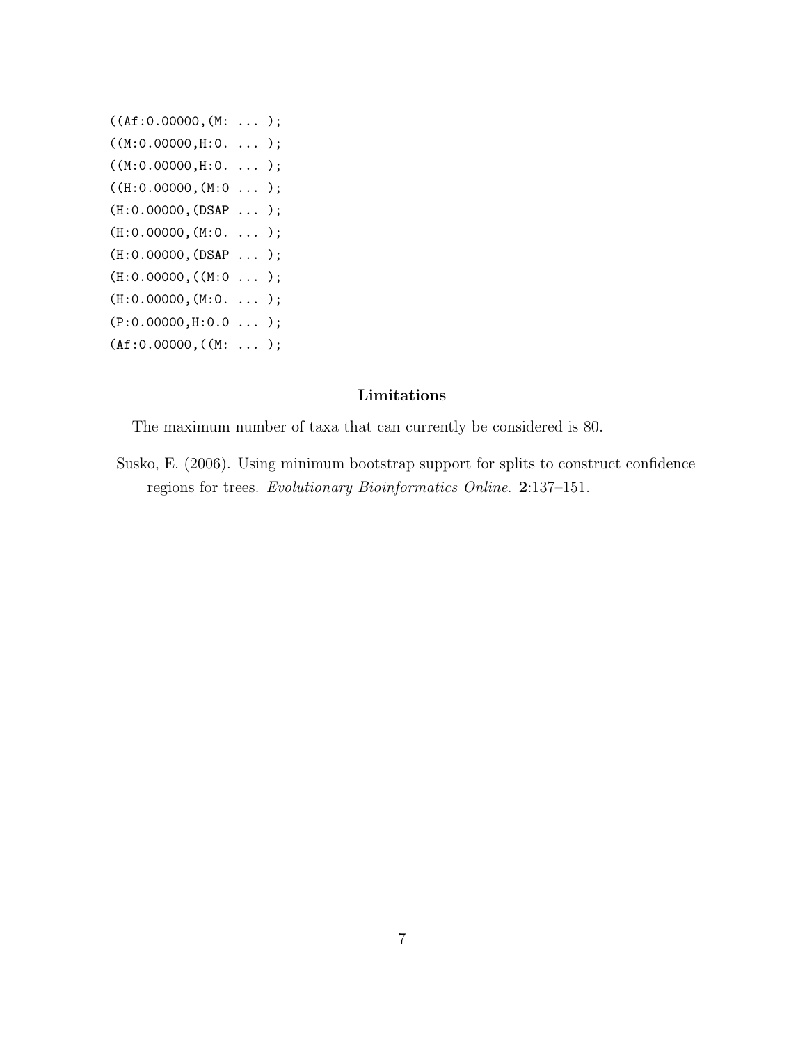```
((Af:0.00000,(M: ... );
((M:0.00000,H:0. ... );
((M:0.00000,H:0. ... );
((H:0.00000,(M:0 ... );
(H:0.00000,(DSAP ... );
(H:0.00000,(M:0. ... );
(H:0.00000,(DSAP ... );
(H:0.00000,((M:0 ... );
(H:0.00000,(M:0. ... );
(P:0.00000,H:0.0 ... );
(Af:0.00000,((M: ... );
```

### Limitations

The maximum number of taxa that can currently be considered is 80.

Susko, E. (2006). Using minimum bootstrap support for splits to construct confidence regions for trees. *Evolutionary Bioinformatics Online.* **2**:137–151.